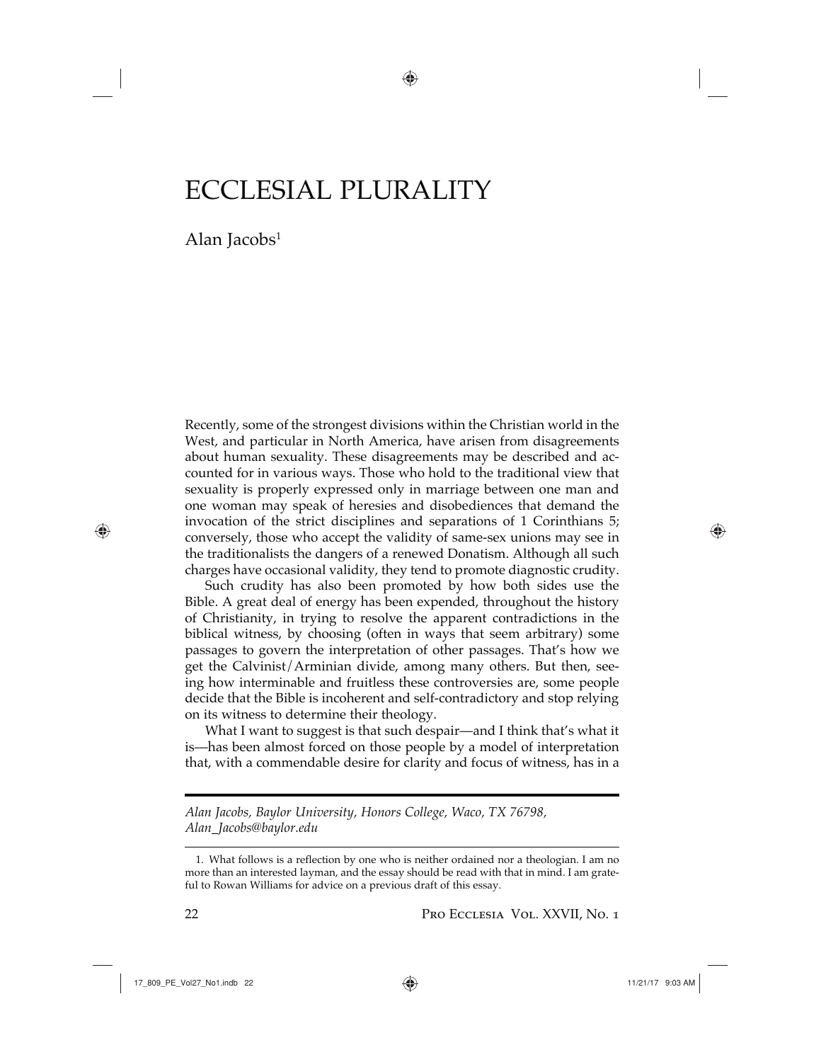# ECCLESIAL PLURALITY

Alan Jacobs[1]

Recently, some of the strongest divisions within the Christian world in the West, and particular in North America, have arisen from disagreements about human sexuality. These disagreements may be described and accounted for in various ways. Those who hold to the traditional view that sexuality is properly expressed only in marriage between one man and one woman may speak of heresies and disobediences that demand the invocation of the strict disciplines and separations of 1 Corinthians 5; conversely, those who accept the validity of same-sex unions may see in the traditionalists the dangers of a renewed Donatism. Although all such charges have occasional validity, they tend to promote diagnostic crudity.

Such crudity has also been promoted by how both sides use the Bible. A great deal of energy has been expended, throughout the history of Christianity, in trying to resolve the apparent contradictions in the biblical witness, by choosing (often in ways that seem arbitrary) some passages to govern the interpretation of other passages. That's how we get the Calvinist/Arminian divide, among many others. But then, seeing how interminable and fruitless these controversies are, some people decide that the Bible is incoherent and self-contradictory and stop relying on its witness to determine their theology.

What I want to suggest is that such despair—and I think that's what it is—has been almost forced on those people by a model of interpretation that, with a commendable desire for clarity and focus of witness, has in a

*Alan Jacobs, Baylor University, Honors College, Waco, TX 76798, Alan_Jacobs@baylor.edu*

1. What follows is a reflection by one who is neither ordained nor a theologian. I am no more than an interested layman, and the essay should be read with that in mind. I am grateful to Rowan Williams for advice on a previous draft of this essay.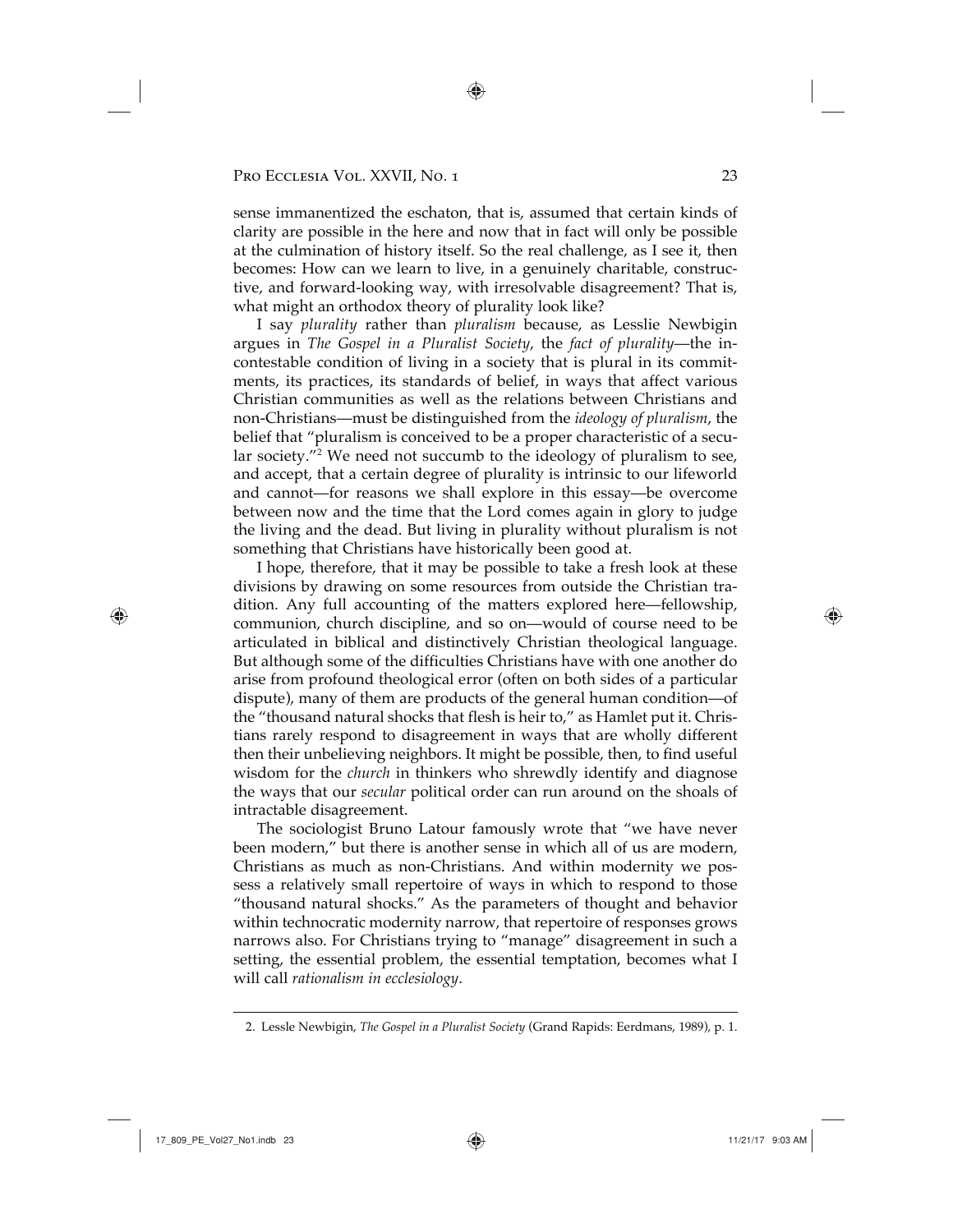sense immanentized the eschaton, that is, assumed that certain kinds of clarity are possible in the here and now that in fact will only be possible at the culmination of history itself. So the real challenge, as I see it, then becomes: How can we learn to live, in a genuinely charitable, constructive, and forward-looking way, with irresolvable disagreement? That is, what might an orthodox theory of plurality look like?

I say *plurality* rather than *pluralism* because, as Lesslie Newbigin argues in *The Gospel in a Pluralist Society*, the *fact of plurality*—the incontestable condition of living in a society that is plural in its commitments, its practices, its standards of belief, in ways that affect various Christian communities as well as the relations between Christians and non-Christians—must be distinguished from the *ideology of pluralism*, the belief that "pluralism is conceived to be a proper characteristic of a secular society."[2] We need not succumb to the ideology of pluralism to see, and accept, that a certain degree of plurality is intrinsic to our lifeworld and cannot—for reasons we shall explore in this essay—be overcome between now and the time that the Lord comes again in glory to judge the living and the dead. But living in plurality without pluralism is not something that Christians have historically been good at.

I hope, therefore, that it may be possible to take a fresh look at these divisions by drawing on some resources from outside the Christian tradition. Any full accounting of the matters explored here—fellowship, communion, church discipline, and so on—would of course need to be articulated in biblical and distinctively Christian theological language. But although some of the difficulties Christians have with one another do arise from profound theological error (often on both sides of a particular dispute), many of them are products of the general human condition—of the "thousand natural shocks that flesh is heir to," as Hamlet put it. Christians rarely respond to disagreement in ways that are wholly different then their unbelieving neighbors. It might be possible, then, to find useful wisdom for the *church* in thinkers who shrewdly identify and diagnose the ways that our *secular* political order can run around on the shoals of intractable disagreement.

The sociologist Bruno Latour famously wrote that "we have never been modern," but there is another sense in which all of us are modern, Christians as much as non-Christians. And within modernity we possess a relatively small repertoire of ways in which to respond to those "thousand natural shocks." As the parameters of thought and behavior within technocratic modernity narrow, that repertoire of responses grows narrows also. For Christians trying to "manage" disagreement in such a setting, the essential problem, the essential temptation, becomes what I will call *rationalism in ecclesiology*.

2. Lessle Newbigin, *The Gospel in a Pluralist Society* (Grand Rapids: Eerdmans, 1989), p. 1.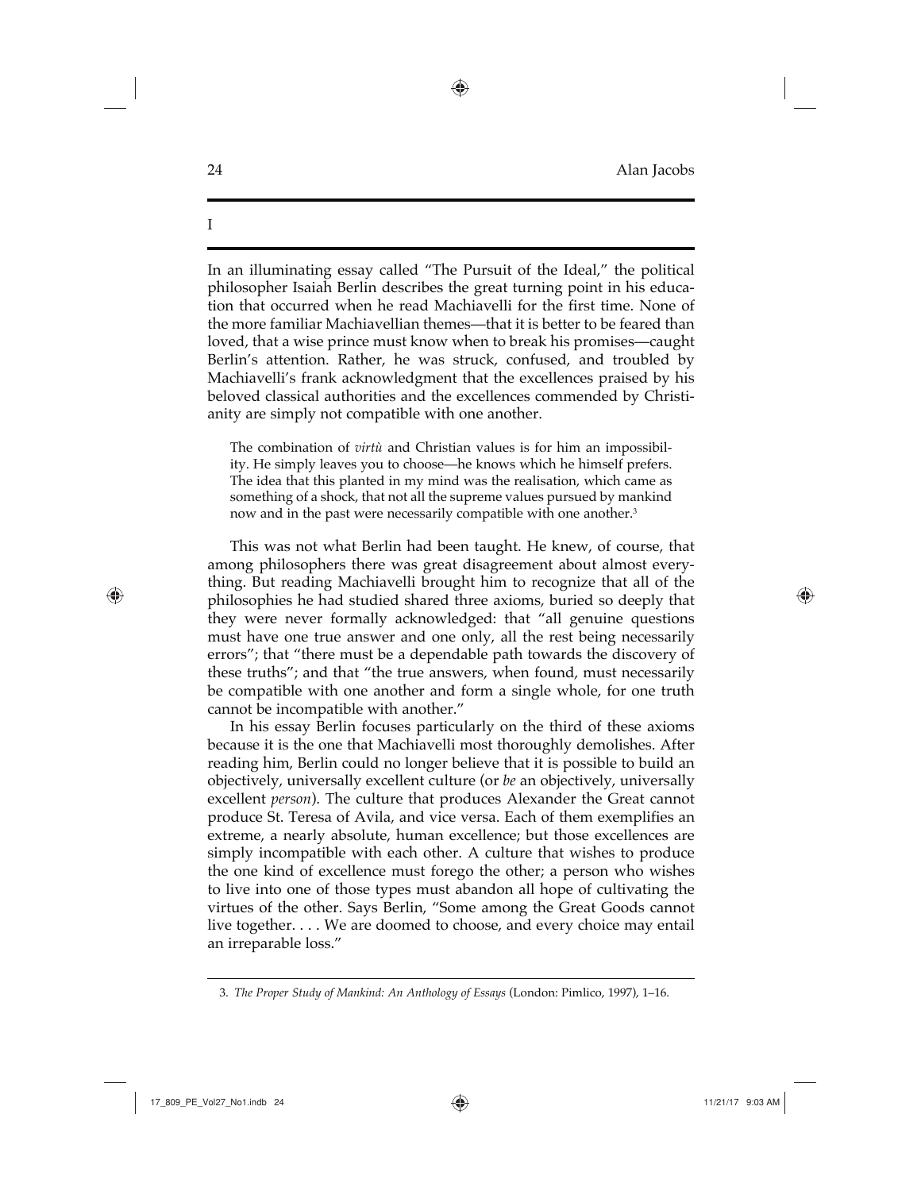## I

In an illuminating essay called "The Pursuit of the Ideal," the political philosopher Isaiah Berlin describes the great turning point in his education that occurred when he read Machiavelli for the first time. None of the more familiar Machiavellian themes—that it is better to be feared than loved, that a wise prince must know when to break his promises—caught Berlin's attention. Rather, he was struck, confused, and troubled by Machiavelli's frank acknowledgment that the excellences praised by his beloved classical authorities and the excellences commended by Christianity are simply not compatible with one another.

> The combination of *virtù* and Christian values is for him an impossibility. He simply leaves you to choose—he knows which he himself prefers. The idea that this planted in my mind was the realisation, which came as something of a shock, that not all the supreme values pursued by mankind now and in the past were necessarily compatible with one another.[3]

This was not what Berlin had been taught. He knew, of course, that among philosophers there was great disagreement about almost everything. But reading Machiavelli brought him to recognize that all of the philosophies he had studied shared three axioms, buried so deeply that they were never formally acknowledged: that "all genuine questions must have one true answer and one only, all the rest being necessarily errors"; that "there must be a dependable path towards the discovery of these truths"; and that "the true answers, when found, must necessarily be compatible with one another and form a single whole, for one truth cannot be incompatible with another."

In his essay Berlin focuses particularly on the third of these axioms because it is the one that Machiavelli most thoroughly demolishes. After reading him, Berlin could no longer believe that it is possible to build an objectively, universally excellent culture (or *be* an objectively, universally excellent *person*). The culture that produces Alexander the Great cannot produce St. Teresa of Avila, and vice versa. Each of them exemplifies an extreme, a nearly absolute, human excellence; but those excellences are simply incompatible with each other. A culture that wishes to produce the one kind of excellence must forego the other; a person who wishes to live into one of those types must abandon all hope of cultivating the virtues of the other. Says Berlin, "Some among the Great Goods cannot live together. . . . We are doomed to choose, and every choice may entail an irreparable loss."

3. *The Proper Study of Mankind: An Anthology of Essays* (London: Pimlico, 1997), 1–16.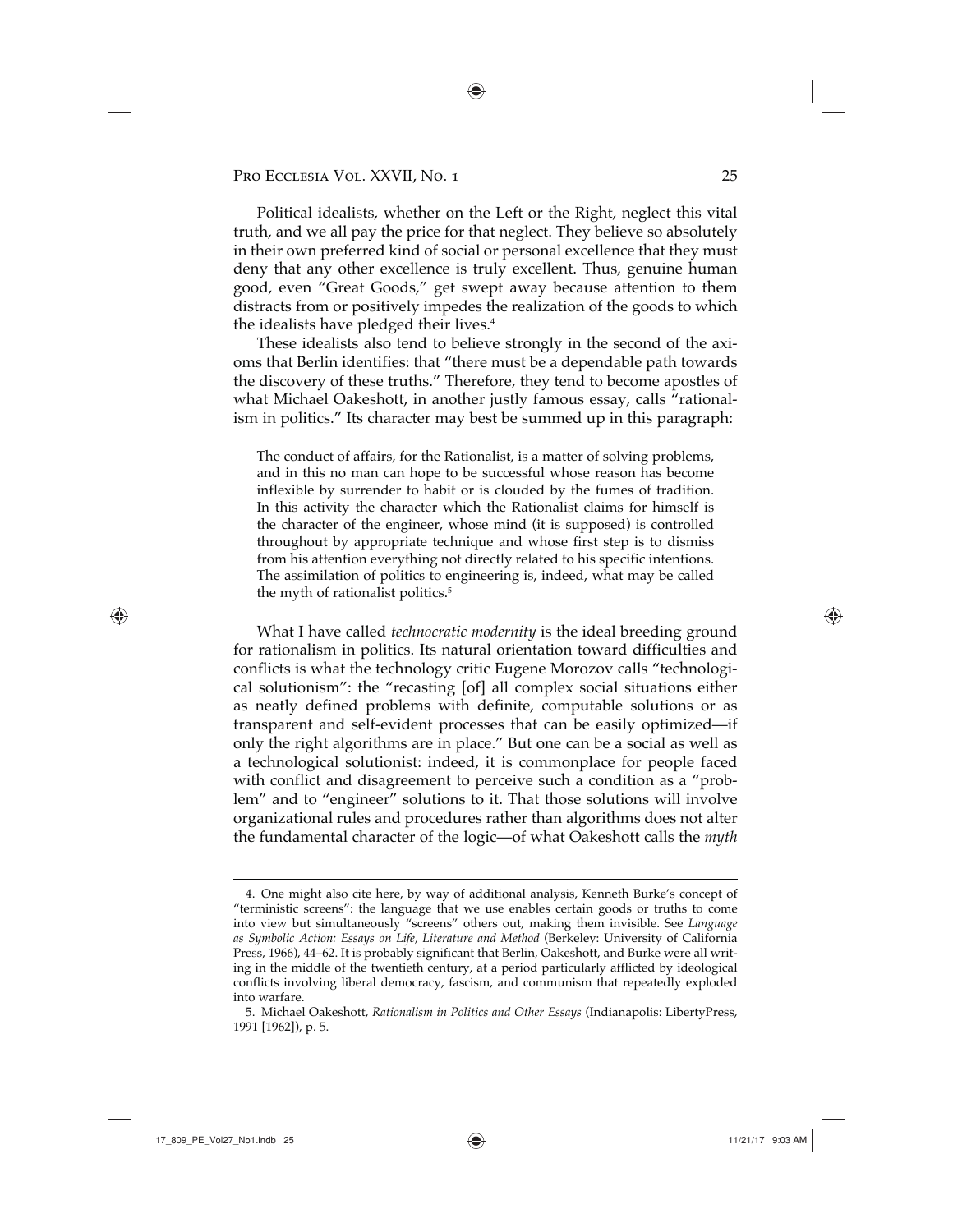Political idealists, whether on the Left or the Right, neglect this vital truth, and we all pay the price for that neglect. They believe so absolutely in their own preferred kind of social or personal excellence that they must deny that any other excellence is truly excellent. Thus, genuine human good, even "Great Goods," get swept away because attention to them distracts from or positively impedes the realization of the goods to which the idealists have pledged their lives.[4]

These idealists also tend to believe strongly in the second of the axioms that Berlin identifies: that "there must be a dependable path towards the discovery of these truths." Therefore, they tend to become apostles of what Michael Oakeshott, in another justly famous essay, calls "rationalism in politics." Its character may best be summed up in this paragraph:

> The conduct of affairs, for the Rationalist, is a matter of solving problems, and in this no man can hope to be successful whose reason has become inflexible by surrender to habit or is clouded by the fumes of tradition. In this activity the character which the Rationalist claims for himself is the character of the engineer, whose mind (it is supposed) is controlled throughout by appropriate technique and whose first step is to dismiss from his attention everything not directly related to his specific intentions. The assimilation of politics to engineering is, indeed, what may be called the myth of rationalist politics.[5]

What I have called *technocratic modernity* is the ideal breeding ground for rationalism in politics. Its natural orientation toward difficulties and conflicts is what the technology critic Eugene Morozov calls "technological solutionism": the "recasting [of] all complex social situations either as neatly defined problems with definite, computable solutions or as transparent and self-evident processes that can be easily optimized—if only the right algorithms are in place." But one can be a social as well as a technological solutionist: indeed, it is commonplace for people faced with conflict and disagreement to perceive such a condition as a "problem" and to "engineer" solutions to it. That those solutions will involve organizational rules and procedures rather than algorithms does not alter the fundamental character of the logic—of what Oakeshott calls the *myth*

---

4. One might also cite here, by way of additional analysis, Kenneth Burke's concept of "terministic screens": the language that we use enables certain goods or truths to come into view but simultaneously "screens" others out, making them invisible. See *Language as Symbolic Action: Essays on Life, Literature and Method* (Berkeley: University of California Press, 1966), 44–62. It is probably significant that Berlin, Oakeshott, and Burke were all writing in the middle of the twentieth century, at a period particularly afflicted by ideological conflicts involving liberal democracy, fascism, and communism that repeatedly exploded into warfare.

5. Michael Oakeshott, *Rationalism in Politics and Other Essays* (Indianapolis: LibertyPress, 1991 [1962]), p. 5.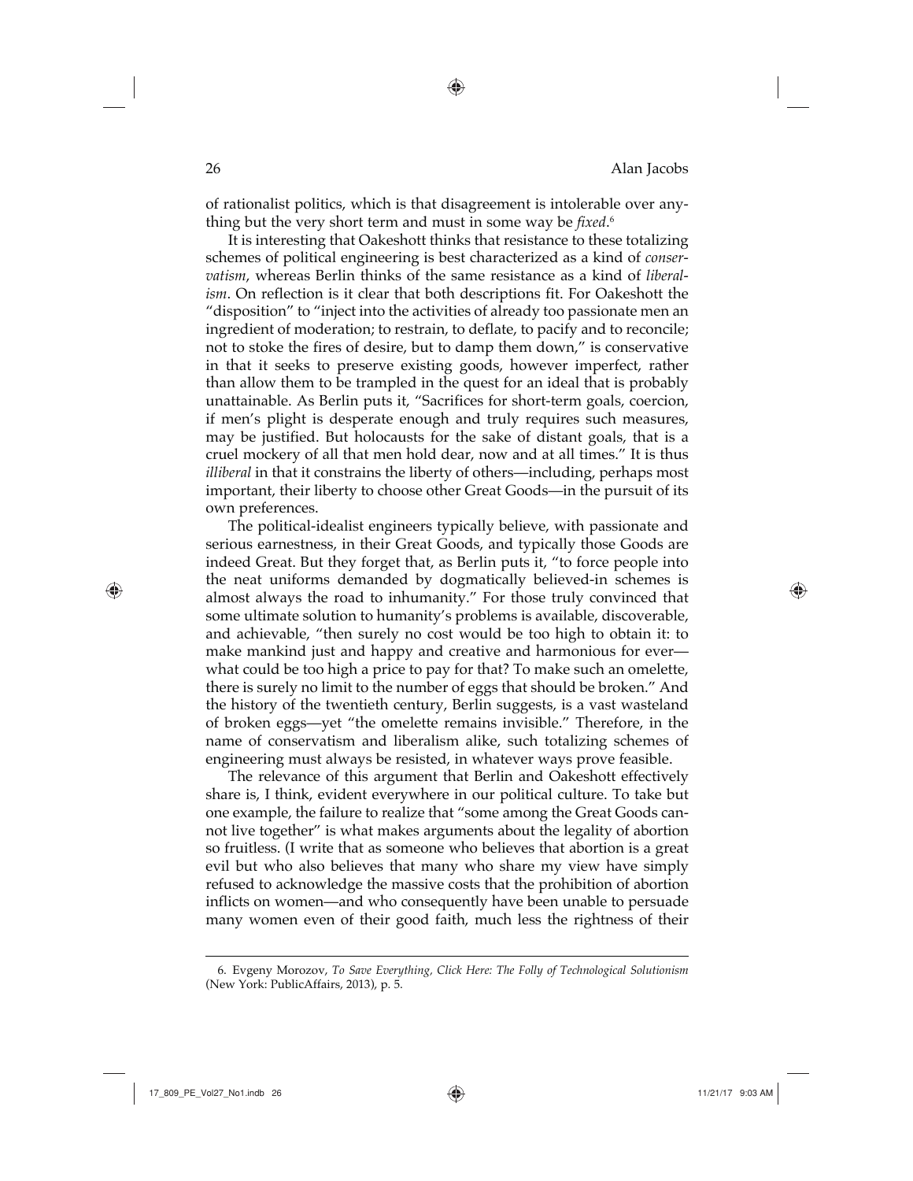of rationalist politics, which is that disagreement is intolerable over anything but the very short term and must in some way be *fixed*.[6]

It is interesting that Oakeshott thinks that resistance to these totalizing schemes of political engineering is best characterized as a kind of *conservatism*, whereas Berlin thinks of the same resistance as a kind of *liberalism*. On reflection is it clear that both descriptions fit. For Oakeshott the "disposition" to "inject into the activities of already too passionate men an ingredient of moderation; to restrain, to deflate, to pacify and to reconcile; not to stoke the fires of desire, but to damp them down," is conservative in that it seeks to preserve existing goods, however imperfect, rather than allow them to be trampled in the quest for an ideal that is probably unattainable. As Berlin puts it, "Sacrifices for short-term goals, coercion, if men's plight is desperate enough and truly requires such measures, may be justified. But holocausts for the sake of distant goals, that is a cruel mockery of all that men hold dear, now and at all times." It is thus *illiberal* in that it constrains the liberty of others—including, perhaps most important, their liberty to choose other Great Goods—in the pursuit of its own preferences.

The political-idealist engineers typically believe, with passionate and serious earnestness, in their Great Goods, and typically those Goods are indeed Great. But they forget that, as Berlin puts it, "to force people into the neat uniforms demanded by dogmatically believed-in schemes is almost always the road to inhumanity." For those truly convinced that some ultimate solution to humanity's problems is available, discoverable, and achievable, "then surely no cost would be too high to obtain it: to make mankind just and happy and creative and harmonious for ever—what could be too high a price to pay for that? To make such an omelette, there is surely no limit to the number of eggs that should be broken." And the history of the twentieth century, Berlin suggests, is a vast wasteland of broken eggs—yet "the omelette remains invisible." Therefore, in the name of conservatism and liberalism alike, such totalizing schemes of engineering must always be resisted, in whatever ways prove feasible.

The relevance of this argument that Berlin and Oakeshott effectively share is, I think, evident everywhere in our political culture. To take but one example, the failure to realize that "some among the Great Goods cannot live together" is what makes arguments about the legality of abortion so fruitless. (I write that as someone who believes that abortion is a great evil but who also believes that many who share my view have simply refused to acknowledge the massive costs that the prohibition of abortion inflicts on women—and who consequently have been unable to persuade many women even of their good faith, much less the rightness of their

---

6. Evgeny Morozov, *To Save Everything, Click Here: The Folly of Technological Solutionism* (New York: PublicAffairs, 2013), p. 5.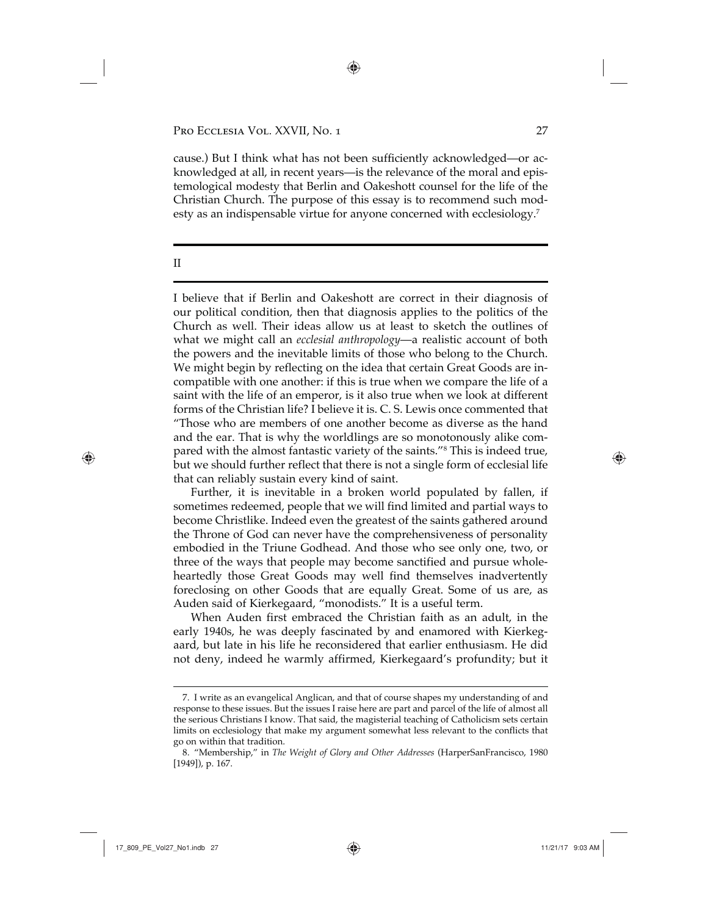cause.) But I think what has not been sufficiently acknowledged—or acknowledged at all, in recent years—is the relevance of the moral and epistemological modesty that Berlin and Oakeshott counsel for the life of the Christian Church. The purpose of this essay is to recommend such modesty as an indispensable virtue for anyone concerned with ecclesiology.[7]

## II

I believe that if Berlin and Oakeshott are correct in their diagnosis of our political condition, then that diagnosis applies to the politics of the Church as well. Their ideas allow us at least to sketch the outlines of what we might call an *ecclesial anthropology*—a realistic account of both the powers and the inevitable limits of those who belong to the Church. We might begin by reflecting on the idea that certain Great Goods are incompatible with one another: if this is true when we compare the life of a saint with the life of an emperor, is it also true when we look at different forms of the Christian life? I believe it is. C. S. Lewis once commented that "Those who are members of one another become as diverse as the hand and the ear. That is why the worldlings are so monotonously alike compared with the almost fantastic variety of the saints."[8] This is indeed true, but we should further reflect that there is not a single form of ecclesial life that can reliably sustain every kind of saint.

Further, it is inevitable in a broken world populated by fallen, if sometimes redeemed, people that we will find limited and partial ways to become Christlike. Indeed even the greatest of the saints gathered around the Throne of God can never have the comprehensiveness of personality embodied in the Triune Godhead. And those who see only one, two, or three of the ways that people may become sanctified and pursue wholeheartedly those Great Goods may well find themselves inadvertently foreclosing on other Goods that are equally Great. Some of us are, as Auden said of Kierkegaard, "monodists." It is a useful term.

When Auden first embraced the Christian faith as an adult, in the early 1940s, he was deeply fascinated by and enamored with Kierkegaard, but late in his life he reconsidered that earlier enthusiasm. He did not deny, indeed he warmly affirmed, Kierkegaard's profundity; but it

---

7. I write as an evangelical Anglican, and that of course shapes my understanding of and response to these issues. But the issues I raise here are part and parcel of the life of almost all the serious Christians I know. That said, the magisterial teaching of Catholicism sets certain limits on ecclesiology that make my argument somewhat less relevant to the conflicts that go on within that tradition.

8. "Membership," in *The Weight of Glory and Other Addresses* (HarperSanFrancisco, 1980 [1949]), p. 167.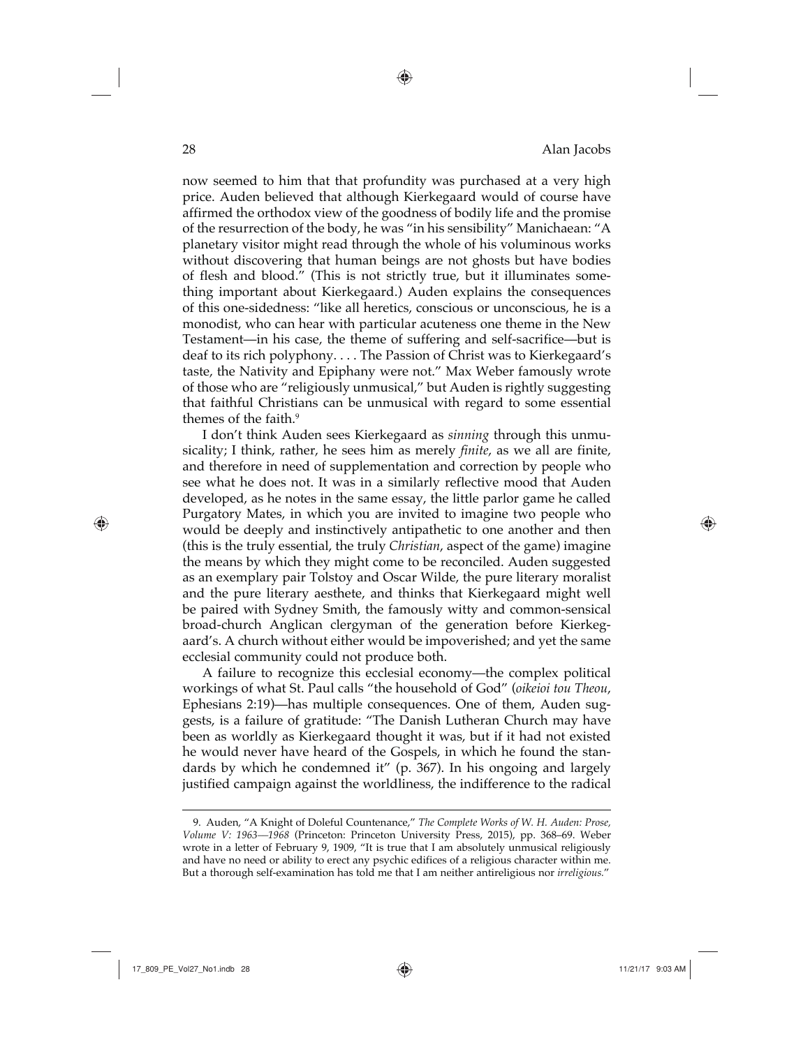now seemed to him that that profundity was purchased at a very high price. Auden believed that although Kierkegaard would of course have affirmed the orthodox view of the goodness of bodily life and the promise of the resurrection of the body, he was "in his sensibility" Manichaean: "A planetary visitor might read through the whole of his voluminous works without discovering that human beings are not ghosts but have bodies of flesh and blood." (This is not strictly true, but it illuminates something important about Kierkegaard.) Auden explains the consequences of this one-sidedness: "like all heretics, conscious or unconscious, he is a monodist, who can hear with particular acuteness one theme in the New Testament—in his case, the theme of suffering and self-sacrifice—but is deaf to its rich polyphony. . . . The Passion of Christ was to Kierkegaard's taste, the Nativity and Epiphany were not." Max Weber famously wrote of those who are "religiously unmusical," but Auden is rightly suggesting that faithful Christians can be unmusical with regard to some essential themes of the faith.[9]

I don't think Auden sees Kierkegaard as *sinning* through this unmusicality; I think, rather, he sees him as merely *finite*, as we all are finite, and therefore in need of supplementation and correction by people who see what he does not. It was in a similarly reflective mood that Auden developed, as he notes in the same essay, the little parlor game he called Purgatory Mates, in which you are invited to imagine two people who would be deeply and instinctively antipathetic to one another and then (this is the truly essential, the truly *Christian*, aspect of the game) imagine the means by which they might come to be reconciled. Auden suggested as an exemplary pair Tolstoy and Oscar Wilde, the pure literary moralist and the pure literary aesthete, and thinks that Kierkegaard might well be paired with Sydney Smith, the famously witty and common-sensical broad-church Anglican clergyman of the generation before Kierkegaard's. A church without either would be impoverished; and yet the same ecclesial community could not produce both.

A failure to recognize this ecclesial economy—the complex political workings of what St. Paul calls "the household of God" (*oikeioi tou Theou*, Ephesians 2:19)—has multiple consequences. One of them, Auden suggests, is a failure of gratitude: "The Danish Lutheran Church may have been as worldly as Kierkegaard thought it was, but if it had not existed he would never have heard of the Gospels, in which he found the standards by which he condemned it" (p. 367). In his ongoing and largely justified campaign against the worldliness, the indifference to the radical

9. Auden, "A Knight of Doleful Countenance," *The Complete Works of W. H. Auden: Prose, Volume V: 1963—1968* (Princeton: Princeton University Press, 2015), pp. 368–69. Weber wrote in a letter of February 9, 1909, "It is true that I am absolutely unmusical religiously and have no need or ability to erect any psychic edifices of a religious character within me. But a thorough self-examination has told me that I am neither antireligious nor *irreligious*."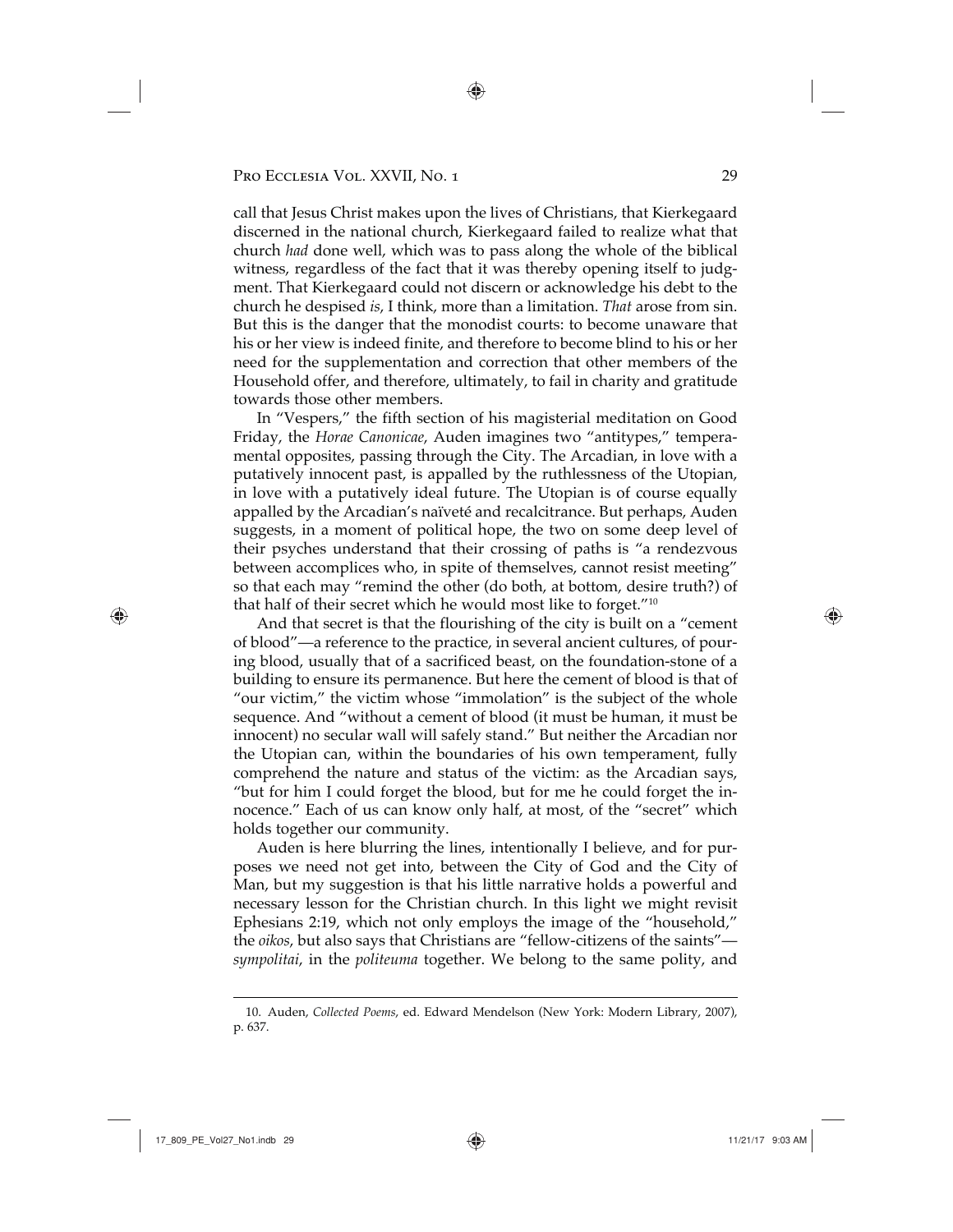call that Jesus Christ makes upon the lives of Christians, that Kierkegaard discerned in the national church, Kierkegaard failed to realize what that church *had* done well, which was to pass along the whole of the biblical witness, regardless of the fact that it was thereby opening itself to judgment. That Kierkegaard could not discern or acknowledge his debt to the church he despised *is*, I think, more than a limitation. *That* arose from sin. But this is the danger that the monodist courts: to become unaware that his or her view is indeed finite, and therefore to become blind to his or her need for the supplementation and correction that other members of the Household offer, and therefore, ultimately, to fail in charity and gratitude towards those other members.

In "Vespers," the fifth section of his magisterial meditation on Good Friday, the *Horae Canonicae*, Auden imagines two "antitypes," temperamental opposites, passing through the City. The Arcadian, in love with a putatively innocent past, is appalled by the ruthlessness of the Utopian, in love with a putatively ideal future. The Utopian is of course equally appalled by the Arcadian's naïveté and recalcitrance. But perhaps, Auden suggests, in a moment of political hope, the two on some deep level of their psyches understand that their crossing of paths is "a rendezvous between accomplices who, in spite of themselves, cannot resist meeting" so that each may "remind the other (do both, at bottom, desire truth?) of that half of their secret which he would most like to forget."[10]

And that secret is that the flourishing of the city is built on a "cement of blood"—a reference to the practice, in several ancient cultures, of pouring blood, usually that of a sacrificed beast, on the foundation-stone of a building to ensure its permanence. But here the cement of blood is that of "our victim," the victim whose "immolation" is the subject of the whole sequence. And "without a cement of blood (it must be human, it must be innocent) no secular wall will safely stand." But neither the Arcadian nor the Utopian can, within the boundaries of his own temperament, fully comprehend the nature and status of the victim: as the Arcadian says, "but for him I could forget the blood, but for me he could forget the innocence." Each of us can know only half, at most, of the "secret" which holds together our community.

Auden is here blurring the lines, intentionally I believe, and for purposes we need not get into, between the City of God and the City of Man, but my suggestion is that his little narrative holds a powerful and necessary lesson for the Christian church. In this light we might revisit Ephesians 2:19, which not only employs the image of the "household," the *oikos*, but also says that Christians are "fellow-citizens of the saints"—*sympolitai*, in the *politeuma* together. We belong to the same polity, and

10. Auden, *Collected Poems*, ed. Edward Mendelson (New York: Modern Library, 2007), p. 637.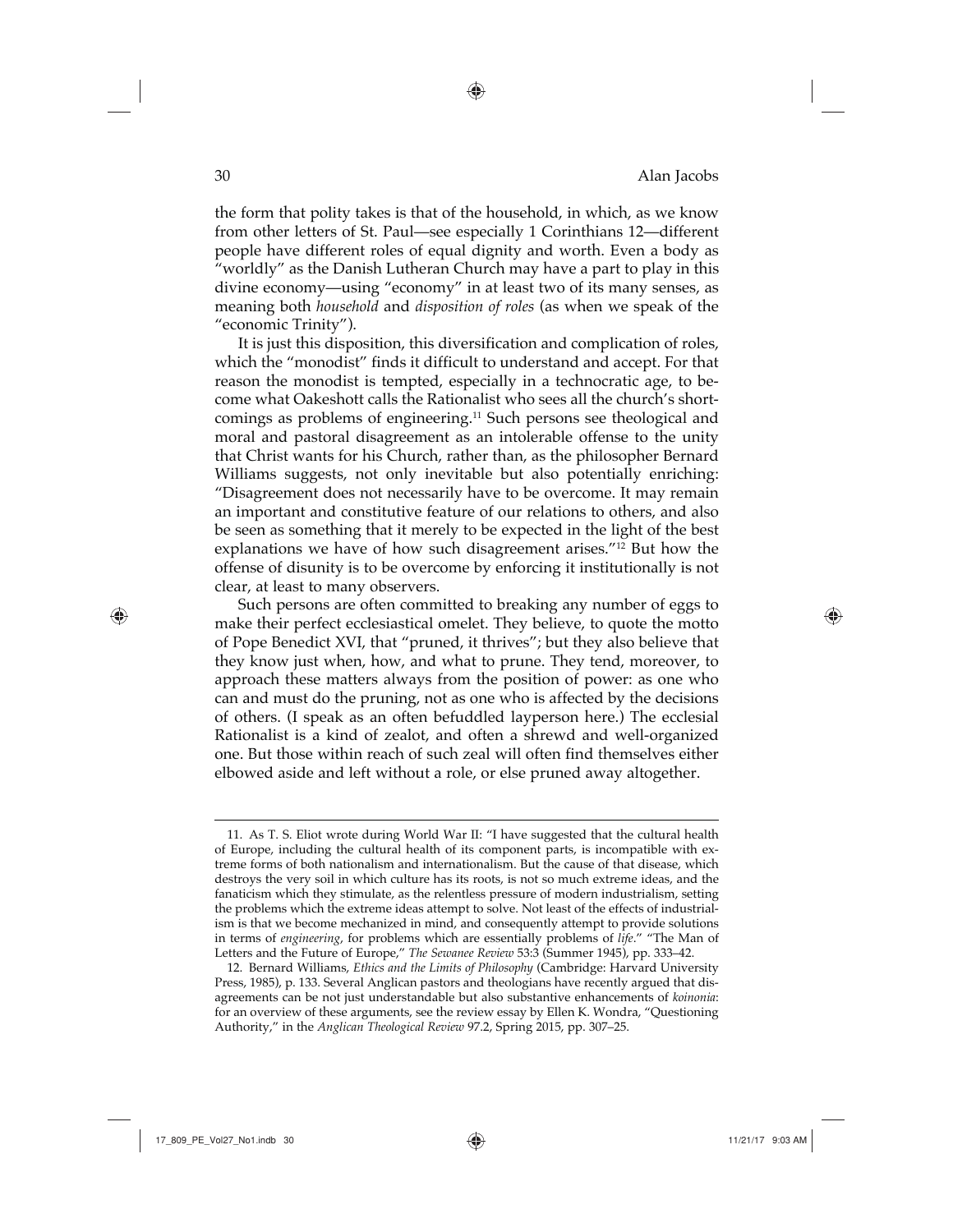the form that polity takes is that of the household, in which, as we know from other letters of St. Paul—see especially 1 Corinthians 12—different people have different roles of equal dignity and worth. Even a body as "worldly" as the Danish Lutheran Church may have a part to play in this divine economy—using "economy" in at least two of its many senses, as meaning both *household* and *disposition of roles* (as when we speak of the "economic Trinity").

It is just this disposition, this diversification and complication of roles, which the "monodist" finds it difficult to understand and accept. For that reason the monodist is tempted, especially in a technocratic age, to become what Oakeshott calls the Rationalist who sees all the church's shortcomings as problems of engineering.[11] Such persons see theological and moral and pastoral disagreement as an intolerable offense to the unity that Christ wants for his Church, rather than, as the philosopher Bernard Williams suggests, not only inevitable but also potentially enriching: "Disagreement does not necessarily have to be overcome. It may remain an important and constitutive feature of our relations to others, and also be seen as something that it merely to be expected in the light of the best explanations we have of how such disagreement arises."[12] But how the offense of disunity is to be overcome by enforcing it institutionally is not clear, at least to many observers.

Such persons are often committed to breaking any number of eggs to make their perfect ecclesiastical omelet. They believe, to quote the motto of Pope Benedict XVI, that "pruned, it thrives"; but they also believe that they know just when, how, and what to prune. They tend, moreover, to approach these matters always from the position of power: as one who can and must do the pruning, not as one who is affected by the decisions of others. (I speak as an often befuddled layperson here.) The ecclesial Rationalist is a kind of zealot, and often a shrewd and well-organized one. But those within reach of such zeal will often find themselves either elbowed aside and left without a role, or else pruned away altogether.

---

11. As T. S. Eliot wrote during World War II: "I have suggested that the cultural health of Europe, including the cultural health of its component parts, is incompatible with extreme forms of both nationalism and internationalism. But the cause of that disease, which destroys the very soil in which culture has its roots, is not so much extreme ideas, and the fanaticism which they stimulate, as the relentless pressure of modern industrialism, setting the problems which the extreme ideas attempt to solve. Not least of the effects of industrialism is that we become mechanized in mind, and consequently attempt to provide solutions in terms of *engineering*, for problems which are essentially problems of *life*." "The Man of Letters and the Future of Europe," *The Sewanee Review* 53:3 (Summer 1945), pp. 333–42.

12. Bernard Williams, *Ethics and the Limits of Philosophy* (Cambridge: Harvard University Press, 1985), p. 133. Several Anglican pastors and theologians have recently argued that disagreements can be not just understandable but also substantive enhancements of *koinonia*: for an overview of these arguments, see the review essay by Ellen K. Wondra, "Questioning Authority," in the *Anglican Theological Review* 97.2, Spring 2015, pp. 307–25.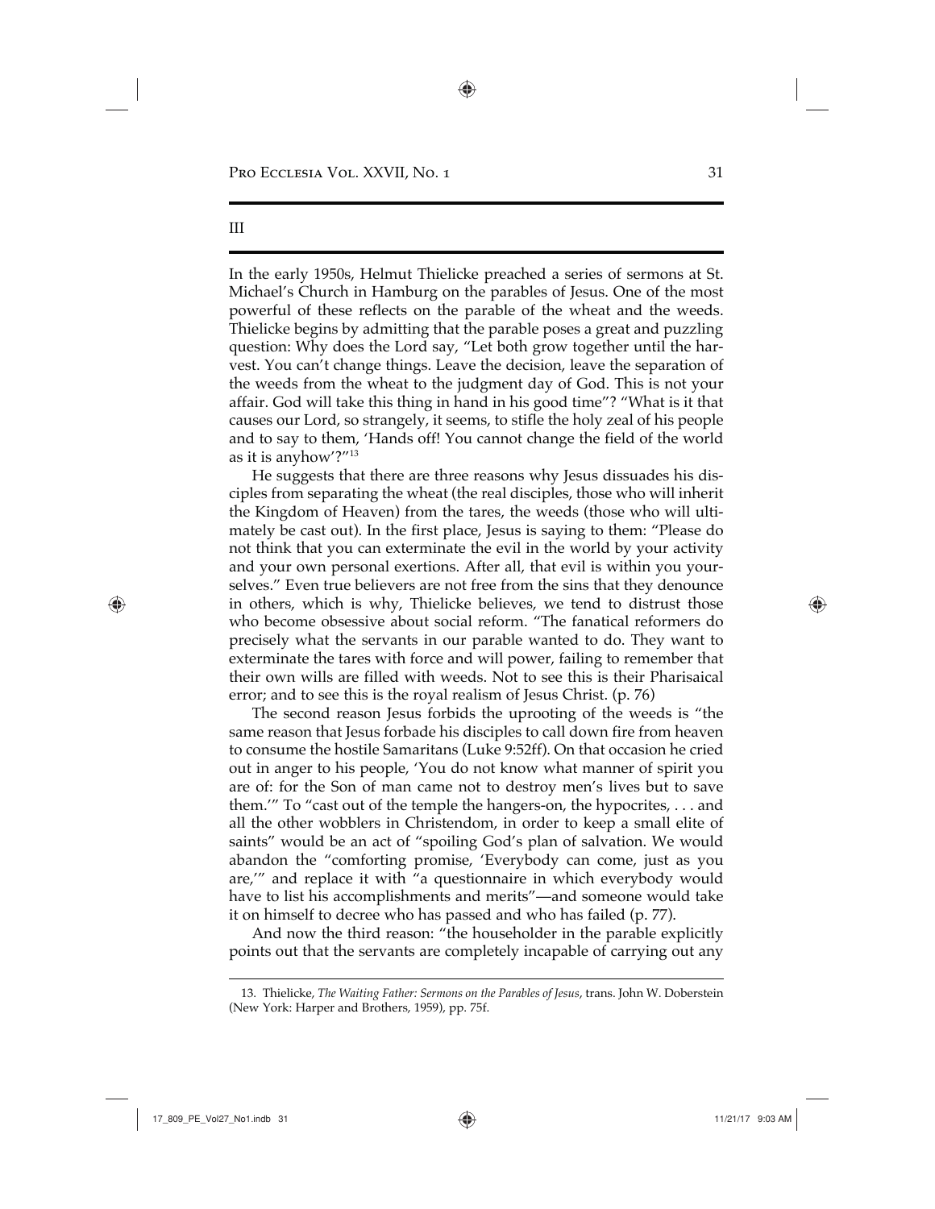## III

In the early 1950s, Helmut Thielicke preached a series of sermons at St. Michael's Church in Hamburg on the parables of Jesus. One of the most powerful of these reflects on the parable of the wheat and the weeds. Thielicke begins by admitting that the parable poses a great and puzzling question: Why does the Lord say, "Let both grow together until the harvest. You can't change things. Leave the decision, leave the separation of the weeds from the wheat to the judgment day of God. This is not your affair. God will take this thing in hand in his good time"? "What is it that causes our Lord, so strangely, it seems, to stifle the holy zeal of his people and to say to them, 'Hands off! You cannot change the field of the world as it is anyhow'?"[13]

He suggests that there are three reasons why Jesus dissuades his disciples from separating the wheat (the real disciples, those who will inherit the Kingdom of Heaven) from the tares, the weeds (those who will ultimately be cast out). In the first place, Jesus is saying to them: "Please do not think that you can exterminate the evil in the world by your activity and your own personal exertions. After all, that evil is within you yourselves." Even true believers are not free from the sins that they denounce in others, which is why, Thielicke believes, we tend to distrust those who become obsessive about social reform. "The fanatical reformers do precisely what the servants in our parable wanted to do. They want to exterminate the tares with force and will power, failing to remember that their own wills are filled with weeds. Not to see this is their Pharisaical error; and to see this is the royal realism of Jesus Christ. (p. 76)

The second reason Jesus forbids the uprooting of the weeds is "the same reason that Jesus forbade his disciples to call down fire from heaven to consume the hostile Samaritans (Luke 9:52ff). On that occasion he cried out in anger to his people, 'You do not know what manner of spirit you are of: for the Son of man came not to destroy men's lives but to save them.'" To "cast out of the temple the hangers-on, the hypocrites, . . . and all the other wobblers in Christendom, in order to keep a small elite of saints" would be an act of "spoiling God's plan of salvation. We would abandon the "comforting promise, 'Everybody can come, just as you are,'" and replace it with "a questionnaire in which everybody would have to list his accomplishments and merits"—and someone would take it on himself to decree who has passed and who has failed (p. 77).

And now the third reason: "the householder in the parable explicitly points out that the servants are completely incapable of carrying out any

---

13. Thielicke, *The Waiting Father: Sermons on the Parables of Jesus*, trans. John W. Doberstein (New York: Harper and Brothers, 1959), pp. 75f.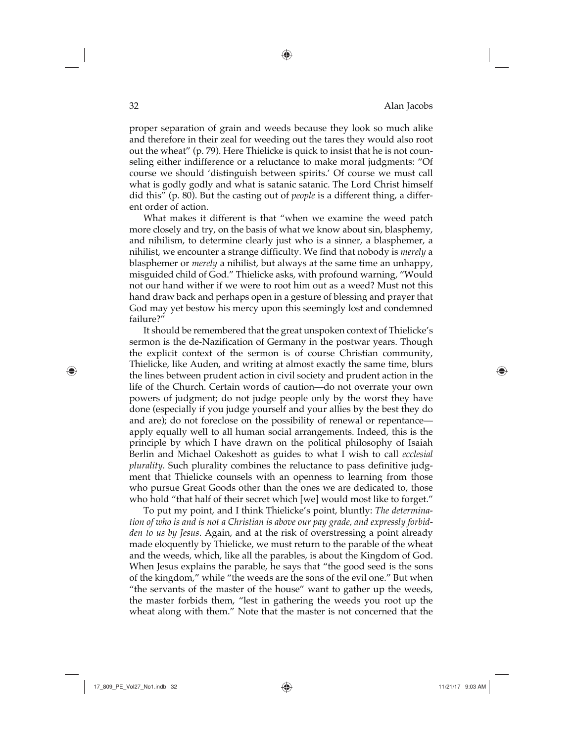proper separation of grain and weeds because they look so much alike and therefore in their zeal for weeding out the tares they would also root out the wheat" (p. 79). Here Thielicke is quick to insist that he is not counseling either indifference or a reluctance to make moral judgments: "Of course we should 'distinguish between spirits.' Of course we must call what is godly godly and what is satanic satanic. The Lord Christ himself did this" (p. 80). But the casting out of *people* is a different thing, a different order of action.

What makes it different is that "when we examine the weed patch more closely and try, on the basis of what we know about sin, blasphemy, and nihilism, to determine clearly just who is a sinner, a blasphemer, a nihilist, we encounter a strange difficulty. We find that nobody is *merely* a blasphemer or *merely* a nihilist, but always at the same time an unhappy, misguided child of God." Thielicke asks, with profound warning, "Would not our hand wither if we were to root him out as a weed? Must not this hand draw back and perhaps open in a gesture of blessing and prayer that God may yet bestow his mercy upon this seemingly lost and condemned failure?"

It should be remembered that the great unspoken context of Thielicke's sermon is the de-Nazification of Germany in the postwar years. Though the explicit context of the sermon is of course Christian community, Thielicke, like Auden, and writing at almost exactly the same time, blurs the lines between prudent action in civil society and prudent action in the life of the Church. Certain words of caution—do not overrate your own powers of judgment; do not judge people only by the worst they have done (especially if you judge yourself and your allies by the best they do and are); do not foreclose on the possibility of renewal or repentance—apply equally well to all human social arrangements. Indeed, this is the principle by which I have drawn on the political philosophy of Isaiah Berlin and Michael Oakeshott as guides to what I wish to call *ecclesial plurality*. Such plurality combines the reluctance to pass definitive judgment that Thielicke counsels with an openness to learning from those who pursue Great Goods other than the ones we are dedicated to, those who hold "that half of their secret which [we] would most like to forget."

To put my point, and I think Thielicke's point, bluntly: *The determination of who is and is not a Christian is above our pay grade, and expressly forbidden to us by Jesus*. Again, and at the risk of overstressing a point already made eloquently by Thielicke, we must return to the parable of the wheat and the weeds, which, like all the parables, is about the Kingdom of God. When Jesus explains the parable, he says that "the good seed is the sons of the kingdom," while "the weeds are the sons of the evil one." But when "the servants of the master of the house" want to gather up the weeds, the master forbids them, "lest in gathering the weeds you root up the wheat along with them." Note that the master is not concerned that the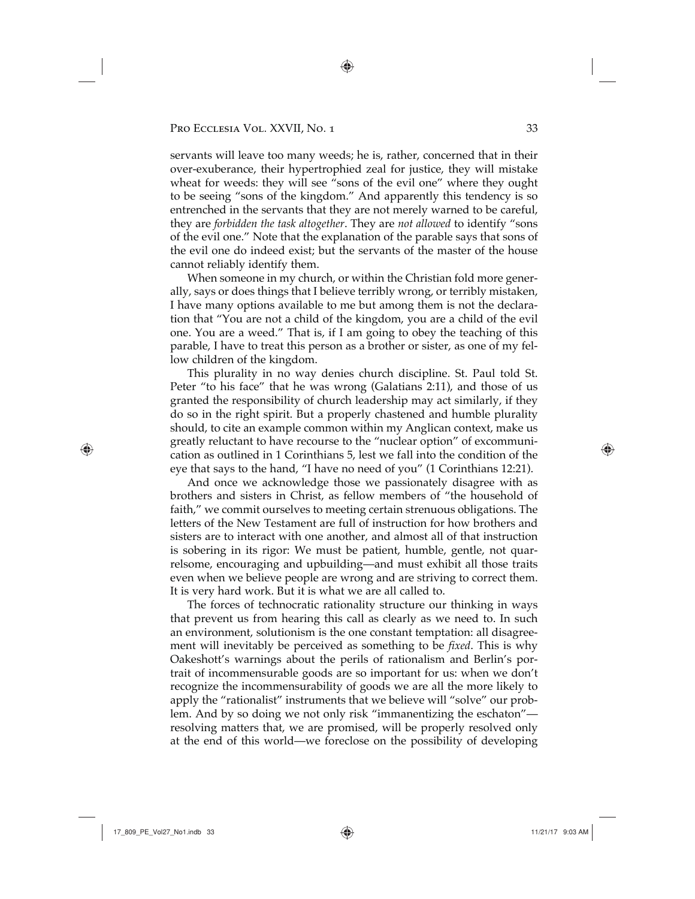servants will leave too many weeds; he is, rather, concerned that in their over-exuberance, their hypertrophied zeal for justice, they will mistake wheat for weeds: they will see "sons of the evil one" where they ought to be seeing "sons of the kingdom." And apparently this tendency is so entrenched in the servants that they are not merely warned to be careful, they are *forbidden the task altogether*. They are *not allowed* to identify "sons of the evil one." Note that the explanation of the parable says that sons of the evil one do indeed exist; but the servants of the master of the house cannot reliably identify them.

When someone in my church, or within the Christian fold more generally, says or does things that I believe terribly wrong, or terribly mistaken, I have many options available to me but among them is not the declaration that "You are not a child of the kingdom, you are a child of the evil one. You are a weed." That is, if I am going to obey the teaching of this parable, I have to treat this person as a brother or sister, as one of my fellow children of the kingdom.

This plurality in no way denies church discipline. St. Paul told St. Peter "to his face" that he was wrong (Galatians 2:11), and those of us granted the responsibility of church leadership may act similarly, if they do so in the right spirit. But a properly chastened and humble plurality should, to cite an example common within my Anglican context, make us greatly reluctant to have recourse to the "nuclear option" of excommunication as outlined in 1 Corinthians 5, lest we fall into the condition of the eye that says to the hand, "I have no need of you" (1 Corinthians 12:21).

And once we acknowledge those we passionately disagree with as brothers and sisters in Christ, as fellow members of "the household of faith," we commit ourselves to meeting certain strenuous obligations. The letters of the New Testament are full of instruction for how brothers and sisters are to interact with one another, and almost all of that instruction is sobering in its rigor: We must be patient, humble, gentle, not quarrelsome, encouraging and upbuilding—and must exhibit all those traits even when we believe people are wrong and are striving to correct them. It is very hard work. But it is what we are all called to.

The forces of technocratic rationality structure our thinking in ways that prevent us from hearing this call as clearly as we need to. In such an environment, solutionism is the one constant temptation: all disagreement will inevitably be perceived as something to be *fixed*. This is why Oakeshott's warnings about the perils of rationalism and Berlin's portrait of incommensurable goods are so important for us: when we don't recognize the incommensurability of goods we are all the more likely to apply the "rationalist" instruments that we believe will "solve" our problem. And by so doing we not only risk "immanentizing the eschaton"—resolving matters that, we are promised, will be properly resolved only at the end of this world—we foreclose on the possibility of developing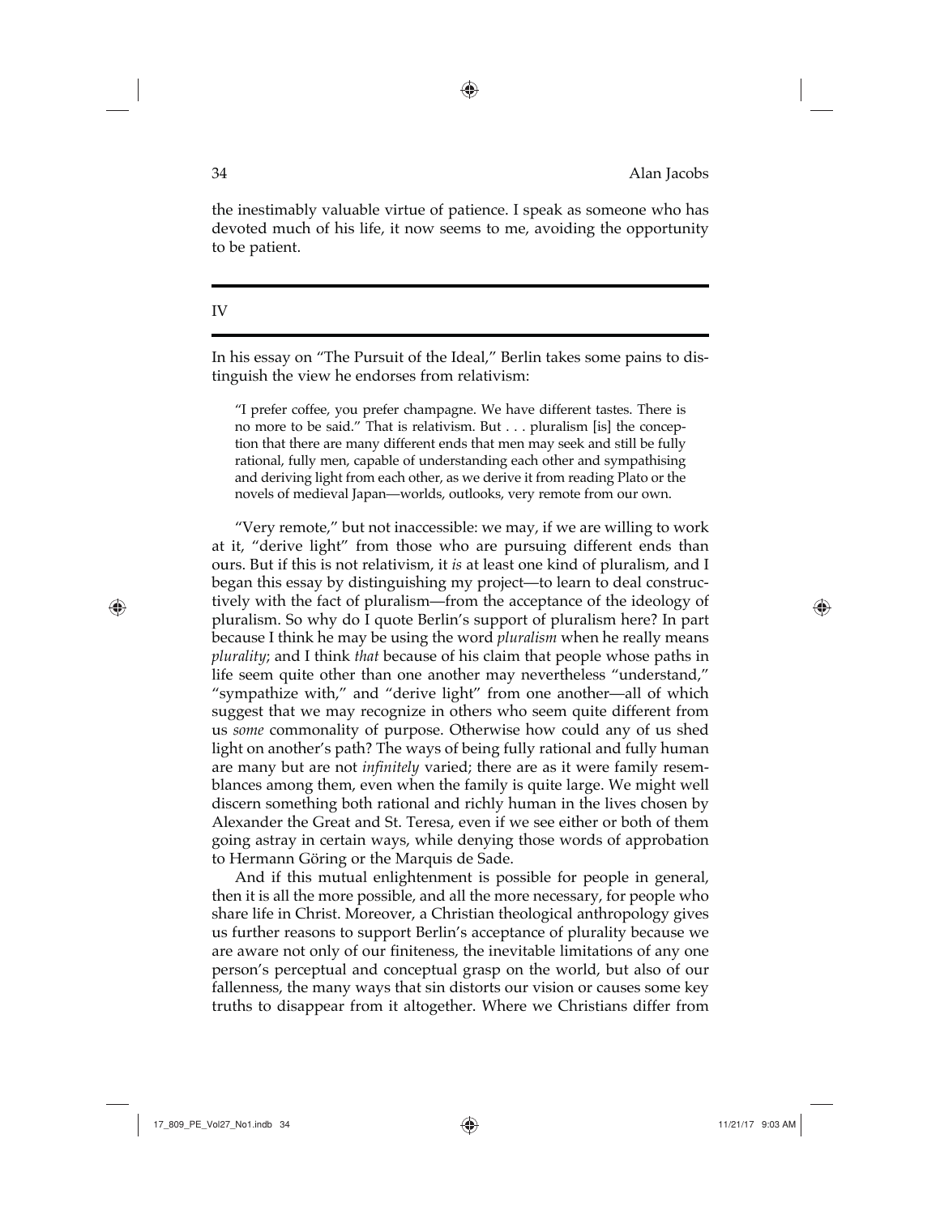the inestimably valuable virtue of patience. I speak as someone who has devoted much of his life, it now seems to me, avoiding the opportunity to be patient.

## IV

In his essay on "The Pursuit of the Ideal," Berlin takes some pains to distinguish the view he endorses from relativism:

> "I prefer coffee, you prefer champagne. We have different tastes. There is no more to be said." That is relativism. But . . . pluralism [is] the conception that there are many different ends that men may seek and still be fully rational, fully men, capable of understanding each other and sympathising and deriving light from each other, as we derive it from reading Plato or the novels of medieval Japan—worlds, outlooks, very remote from our own.

"Very remote," but not inaccessible: we may, if we are willing to work at it, "derive light" from those who are pursuing different ends than ours. But if this is not relativism, it *is* at least one kind of pluralism, and I began this essay by distinguishing my project—to learn to deal constructively with the fact of pluralism—from the acceptance of the ideology of pluralism. So why do I quote Berlin's support of pluralism here? In part because I think he may be using the word *pluralism* when he really means *plurality*; and I think *that* because of his claim that people whose paths in life seem quite other than one another may nevertheless "understand," "sympathize with," and "derive light" from one another—all of which suggest that we may recognize in others who seem quite different from us *some* commonality of purpose. Otherwise how could any of us shed light on another's path? The ways of being fully rational and fully human are many but are not *infinitely* varied; there are as it were family resemblances among them, even when the family is quite large. We might well discern something both rational and richly human in the lives chosen by Alexander the Great and St. Teresa, even if we see either or both of them going astray in certain ways, while denying those words of approbation to Hermann Göring or the Marquis de Sade.

And if this mutual enlightenment is possible for people in general, then it is all the more possible, and all the more necessary, for people who share life in Christ. Moreover, a Christian theological anthropology gives us further reasons to support Berlin's acceptance of plurality because we are aware not only of our finiteness, the inevitable limitations of any one person's perceptual and conceptual grasp on the world, but also of our fallenness, the many ways that sin distorts our vision or causes some key truths to disappear from it altogether. Where we Christians differ from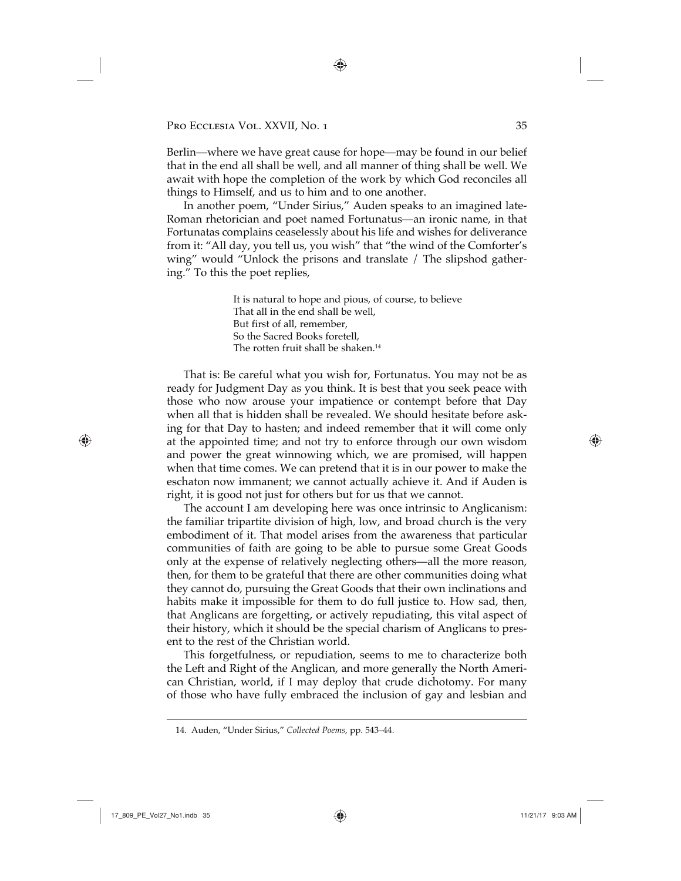Berlin—where we have great cause for hope—may be found in our belief that in the end all shall be well, and all manner of thing shall be well. We await with hope the completion of the work by which God reconciles all things to Himself, and us to him and to one another.

In another poem, "Under Sirius," Auden speaks to an imagined late-Roman rhetorician and poet named Fortunatus—an ironic name, in that Fortunatas complains ceaselessly about his life and wishes for deliverance from it: "All day, you tell us, you wish" that "the wind of the Comforter's wing" would "Unlock the prisons and translate / The slipshod gathering." To this the poet replies,

> It is natural to hope and pious, of course, to believe
> That all in the end shall be well,
> But first of all, remember,
> So the Sacred Books foretell,
> The rotten fruit shall be shaken.[14]

That is: Be careful what you wish for, Fortunatus. You may not be as ready for Judgment Day as you think. It is best that you seek peace with those who now arouse your impatience or contempt before that Day when all that is hidden shall be revealed. We should hesitate before asking for that Day to hasten; and indeed remember that it will come only at the appointed time; and not try to enforce through our own wisdom and power the great winnowing which, we are promised, will happen when that time comes. We can pretend that it is in our power to make the eschaton now immanent; we cannot actually achieve it. And if Auden is right, it is good not just for others but for us that we cannot.

The account I am developing here was once intrinsic to Anglicanism: the familiar tripartite division of high, low, and broad church is the very embodiment of it. That model arises from the awareness that particular communities of faith are going to be able to pursue some Great Goods only at the expense of relatively neglecting others—all the more reason, then, for them to be grateful that there are other communities doing what they cannot do, pursuing the Great Goods that their own inclinations and habits make it impossible for them to do full justice to. How sad, then, that Anglicans are forgetting, or actively repudiating, this vital aspect of their history, which it should be the special charism of Anglicans to present to the rest of the Christian world.

This forgetfulness, or repudiation, seems to me to characterize both the Left and Right of the Anglican, and more generally the North American Christian, world, if I may deploy that crude dichotomy. For many of those who have fully embraced the inclusion of gay and lesbian and

---

14. Auden, "Under Sirius," *Collected Poems*, pp. 543–44.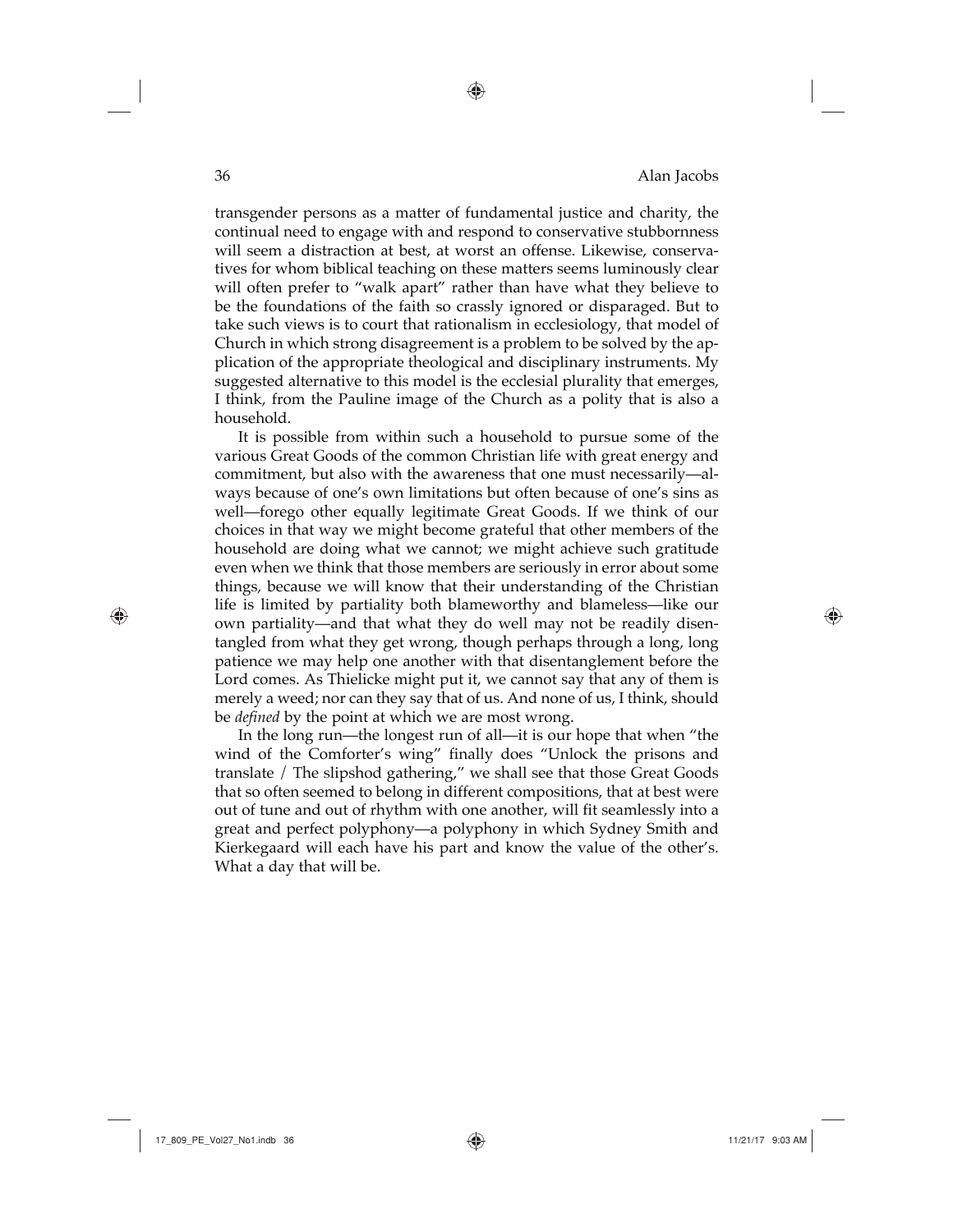transgender persons as a matter of fundamental justice and charity, the continual need to engage with and respond to conservative stubbornness will seem a distraction at best, at worst an offense. Likewise, conservatives for whom biblical teaching on these matters seems luminously clear will often prefer to "walk apart" rather than have what they believe to be the foundations of the faith so crassly ignored or disparaged. But to take such views is to court that rationalism in ecclesiology, that model of Church in which strong disagreement is a problem to be solved by the application of the appropriate theological and disciplinary instruments. My suggested alternative to this model is the ecclesial plurality that emerges, I think, from the Pauline image of the Church as a polity that is also a household.

It is possible from within such a household to pursue some of the various Great Goods of the common Christian life with great energy and commitment, but also with the awareness that one must necessarily—always because of one's own limitations but often because of one's sins as well—forego other equally legitimate Great Goods. If we think of our choices in that way we might become grateful that other members of the household are doing what we cannot; we might achieve such gratitude even when we think that those members are seriously in error about some things, because we will know that their understanding of the Christian life is limited by partiality both blameworthy and blameless—like our own partiality—and that what they do well may not be readily disentangled from what they get wrong, though perhaps through a long, long patience we may help one another with that disentanglement before the Lord comes. As Thielicke might put it, we cannot say that any of them is merely a weed; nor can they say that of us. And none of us, I think, should be *defined* by the point at which we are most wrong.

In the long run—the longest run of all—it is our hope that when "the wind of the Comforter's wing" finally does "Unlock the prisons and translate / The slipshod gathering," we shall see that those Great Goods that so often seemed to belong in different compositions, that at best were out of tune and out of rhythm with one another, will fit seamlessly into a great and perfect polyphony—a polyphony in which Sydney Smith and Kierkegaard will each have his part and know the value of the other's. What a day that will be.